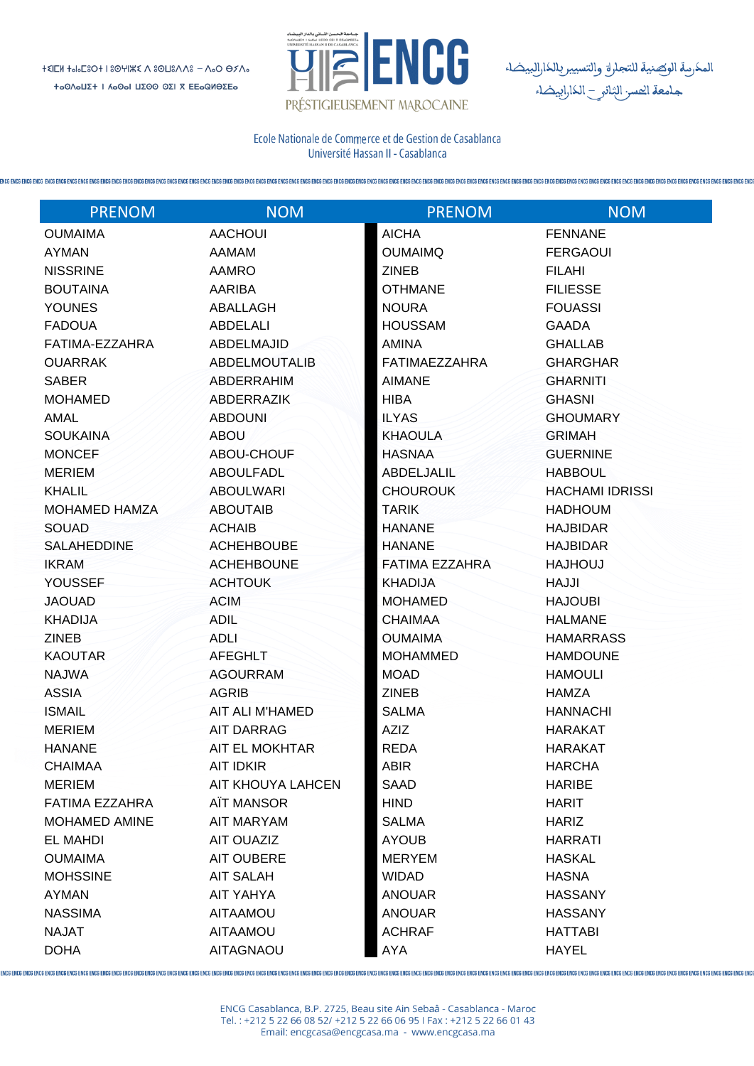ⵜⵉⵏⵏⵓⴹⵜ ⵜⴰⵏⴰⵎⵓⵔⵜ ⵏ ⵓⵎⵙⵏⵣⵉ ⴷ ⵓⵙⵎⵓⵙⵙⵏ – ⴰⵏⴼⴰ
ⵜⴰⵙⴷⴰⵡⵉⵜ ⵏ ⵍⵃⴰⵙⴰⵏ ⵡⵉⵙ ⵙⵉⵏ – ⵜⴰⴷⴷⴰⵔⵜ ⵜⵓⵎⵍⵉⵍⵜ

ENCG
PRÉSTIGIEUSEMENT MAROCAINE

المدرسة الوطنية للتجارة والتسيير بالدار البيضاء
جامعة الحسن الثاني – الدار البيضاء

Ecole Nationale de Commerce et de Gestion de Casablanca
Université Hassan II - Casablanca

| PRENOM | NOM | PRENOM | NOM |
|---|---|---|---|
| OUMAIMA | AACHOUI | AICHA | FENNANE |
| AYMAN | AAMAM | OUMAIMQ | FERGAOUI |
| NISSRINE | AAMRO | ZINEB | FILAHI |
| BOUTAINA | AARIBA | OTHMANE | FILIESSE |
| YOUNES | ABALLAGH | NOURA | FOUASSI |
| FADOUA | ABDELALI | HOUSSAM | GAADA |
| FATIMA-EZZAHRA | ABDELMAJID | AMINA | GHALLAB |
| OUARRAK | ABDELMOUTALIB | FATIMAEZZAHRA | GHARGHAR |
| SABER | ABDERRAHIM | AIMANE | GHARNITI |
| MOHAMED | ABDERRAZIK | HIBA | GHASNI |
| AMAL | ABDOUNI | ILYAS | GHOUMARY |
| SOUKAINA | ABOU | KHAOULA | GRIMAH |
| MONCEF | ABOU-CHOUF | HASNAA | GUERNINE |
| MERIEM | ABOULFADL | ABDELJALIL | HABBOUL |
| KHALIL | ABOULWARI | CHOUROUK | HACHAMI IDRISSI |
| MOHAMED HAMZA | ABOUTAIB | TARIK | HADHOUM |
| SOUAD | ACHAIB | HANANE | HAJBIDAR |
| SALAHEDDINE | ACHEHBOUBE | HANANE | HAJBIDAR |
| IKRAM | ACHEHBOUNE | FATIMA EZZAHRA | HAJHOUJ |
| YOUSSEF | ACHTOUK | KHADIJA | HAJJI |
| JAOUAD | ACIM | MOHAMED | HAJOUBI |
| KHADIJA | ADIL | CHAIMAA | HALMANE |
| ZINEB | ADLI | OUMAIMA | HAMARRASS |
| KAOUTAR | AFEGHLT | MOHAMMED | HAMDOUNE |
| NAJWA | AGOURRAM | MOAD | HAMOULI |
| ASSIA | AGRIB | ZINEB | HAMZA |
| ISMAIL | AIT ALI M'HAMED | SALMA | HANNACHI |
| MERIEM | AIT DARRAG | AZIZ | HARAKAT |
| HANANE | AIT EL MOKHTAR | REDA | HARAKAT |
| CHAIMAA | AIT IDKIR | ABIR | HARCHA |
| MERIEM | AIT KHOUYA LAHCEN | SAAD | HARIBE |
| FATIMA EZZAHRA | AÏT MANSOR | HIND | HARIT |
| MOHAMED AMINE | AIT MARYAM | SALMA | HARIZ |
| EL MAHDI | AIT OUAZIZ | AYOUB | HARRATI |
| OUMAIMA | AIT OUBERE | MERYEM | HASKAL |
| MOHSSINE | AIT SALAH | WIDAD | HASNA |
| AYMAN | AIT YAHYA | ANOUAR | HASSANY |
| NASSIMA | AITAAMOU | ANOUAR | HASSANY |
| NAJAT | AITAAMOU | ACHRAF | HATTABI |
| DOHA | AITAGNAOU | AYA | HAYEL |

ENCG Casablanca, B.P. 2725, Beau site Ain Sebaâ - Casablanca - Maroc
Tel. : +212 5 22 66 08 52/ +212 5 22 66 06 95 I Fax : +212 5 22 66 01 43
Email: encgcasa@encgcasa.ma - www.encgcasa.ma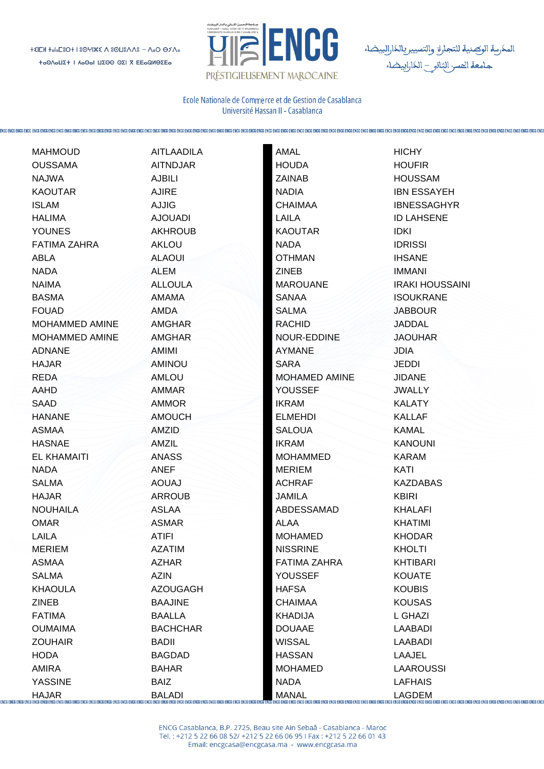| | |
|---|---|
| MAHMOUD | AITLAADILA |
| OUSSAMA | AITNDJAR |
| NAJWA | AJBILI |
| KAOUTAR | AJIRE |
| ISLAM | AJJIG |
| HALIMA | AJOUADI |
| YOUNES | AKHROUB |
| FATIMA ZAHRA | AKLOU |
| ABLA | ALAOUI |
| NADA | ALEM |
| NAIMA | ALLOULA |
| BASMA | AMAMA |
| FOUAD | AMDA |
| MOHAMMED AMINE | AMGHAR |
| MOHAMMED AMINE | AMGHAR |
| ADNANE | AMIMI |
| HAJAR | AMINOU |
| REDA | AMLOU |
| AAHD | AMMAR |
| SAAD | AMMOR |
| HANANE | AMOUCH |
| ASMAA | AMZID |
| HASNAE | AMZIL |
| EL KHAMAITI | ANASS |
| NADA | ANEF |
| SALMA | AOUAJ |
| HAJAR | ARROUB |
| NOUHAILA | ASLAA |
| OMAR | ASMAR |
| LAILA | ATIFI |
| MERIEM | AZATIM |
| ASMAA | AZHAR |
| SALMA | AZIN |
| KHAOULA | AZOUGAGH |
| ZINEB | BAAJINE |
| FATIMA | BAALLA |
| OUMAIMA | BACHCHAR |
| ZOUHAIR | BADII |
| HODA | BAGDAD |
| AMIRA | BAHAR |
| YASSINE | BAIZ |
| HAJAR | BALADI |
| AMAL | HICHY |
| HOUDA | HOUFIR |
| ZAINAB | HOUSSAM |
| NADIA | IBN ESSAYEH |
| CHAIMAA | IBNESSAGHYR |
| LAILA | ID LAHSENE |
| KAOUTAR | IDKI |
| NADA | IDRISSI |
| OTHMAN | IHSANE |
| ZINEB | IMMANI |
| MAROUANE | IRAKI HOUSSAINI |
| SANAA | ISOUKRANE |
| SALMA | JABBOUR |
| RACHID | JADDAL |
| NOUR-EDDINE | JAOUHAR |
| AYMANE | JDIA |
| SARA | JEDDI |
| MOHAMED AMINE | JIDANE |
| YOUSSEF | JWALLY |
| IKRAM | KALATY |
| ELMEHDI | KALLAF |
| SALOUA | KAMAL |
| IKRAM | KANOUNI |
| MOHAMMED | KARAM |
| MERIEM | KATI |
| ACHRAF | KAZDABAS |
| JAMILA | KBIRI |
| ABDESSAMAD | KHALAFI |
| ALAA | KHATIMI |
| MOHAMED | KHODAR |
| NISSRINE | KHOLTI |
| FATIMA ZAHRA | KHTIBARI |
| YOUSSEF | KOUATE |
| HAFSA | KOUBIS |
| CHAIMAA | KOUSAS |
| KHADIJA | L GHAZI |
| DOUAAE | LAABADI |
| WISSAL | LAABADI |
| HASSAN | LAAJEL |
| MOHAMED | LAAROUSSI |
| NADA | LAFHAIS |
| MANAL | LAGDEM |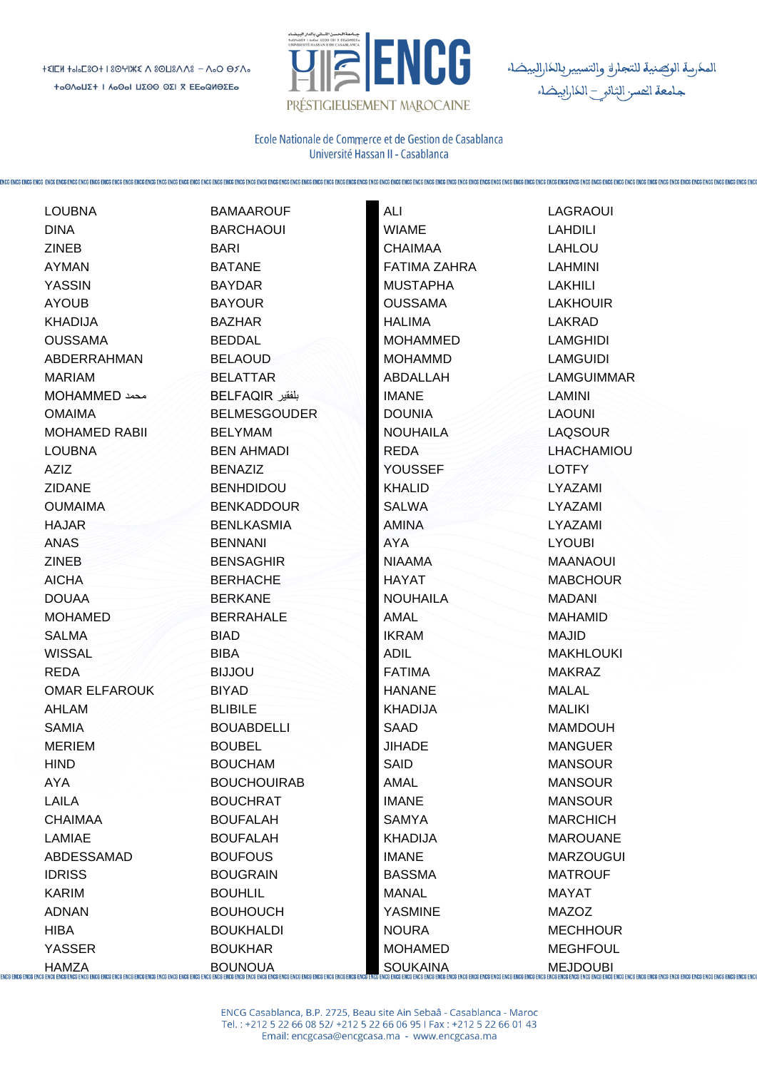| | | | |
|---|---|---|---|
| LOUBNA | BAMAAROUF | ALI | LAGRAOUI |
| DINA | BARCHAOUI | WIAME | LAHDILI |
| ZINEB | BARI | CHAIMAA | LAHLOU |
| AYMAN | BATANE | FATIMA ZAHRA | LAHMINI |
| YASSIN | BAYDAR | MUSTAPHA | LAKHILI |
| AYOUB | BAYOUR | OUSSAMA | LAKHOUIR |
| KHADIJA | BAZHAR | HALIMA | LAKRAD |
| OUSSAMA | BEDDAL | MOHAMMED | LAMGHIDI |
| ABDERRAHMAN | BELAOUD | MOHAMMD | LAMGUIDI |
| MARIAM | BELATTAR | ABDALLAH | LAMGUIMMAR |
| MOHAMMED محمد | BELFAQIR بلفقير | IMANE | LAMINI |
| OMAIMA | BELMESGOUDER | DOUNIA | LAOUNI |
| MOHAMED RABII | BELYMAM | NOUHAILA | LAQSOUR |
| LOUBNA | BEN AHMADI | REDA | LHACHAMIOU |
| AZIZ | BENAZIZ | YOUSSEF | LOTFY |
| ZIDANE | BENHDIDOU | KHALID | LYAZAMI |
| OUMAIMA | BENKADDOUR | SALWA | LYAZAMI |
| HAJAR | BENLKASMIA | AMINA | LYAZAMI |
| ANAS | BENNANI | AYA | LYOUBI |
| ZINEB | BENSAGHIR | NIAAMA | MAANAOUI |
| AICHA | BERHACHE | HAYAT | MABCHOUR |
| DOUAA | BERKANE | NOUHAILA | MADANI |
| MOHAMED | BERRAHALE | AMAL | MAHAMID |
| SALMA | BIAD | IKRAM | MAJID |
| WISSAL | BIBA | ADIL | MAKHLOUKI |
| REDA | BIJJOU | FATIMA | MAKRAZ |
| OMAR ELFAROUK | BIYAD | HANANE | MALAL |
| AHLAM | BLIBILE | KHADIJA | MALIKI |
| SAMIA | BOUABDELLI | SAAD | MAMDOUH |
| MERIEM | BOUBEL | JIHADE | MANGUER |
| HIND | BOUCHAM | SAID | MANSOUR |
| AYA | BOUCHOUIRAB | AMAL | MANSOUR |
| LAILA | BOUCHRAT | IMANE | MANSOUR |
| CHAIMAA | BOUFALAH | SAMYA | MARCHICH |
| LAMIAE | BOUFALAH | KHADIJA | MAROUANE |
| ABDESSAMAD | BOUFOUS | IMANE | MARZOUGUI |
| IDRISS | BOUGRAIN | BASSMA | MATROUF |
| KARIM | BOUHLIL | MANAL | MAYAT |
| ADNAN | BOUHOUCH | YASMINE | MAZOZ |
| HIBA | BOUKHALDI | NOURA | MECHHOUR |
| YASSER | BOUKHAR | MOHAMED | MEGHFOUL |
| HAMZA | BOUNOUA | SOUKAINA | MEJDOUBI |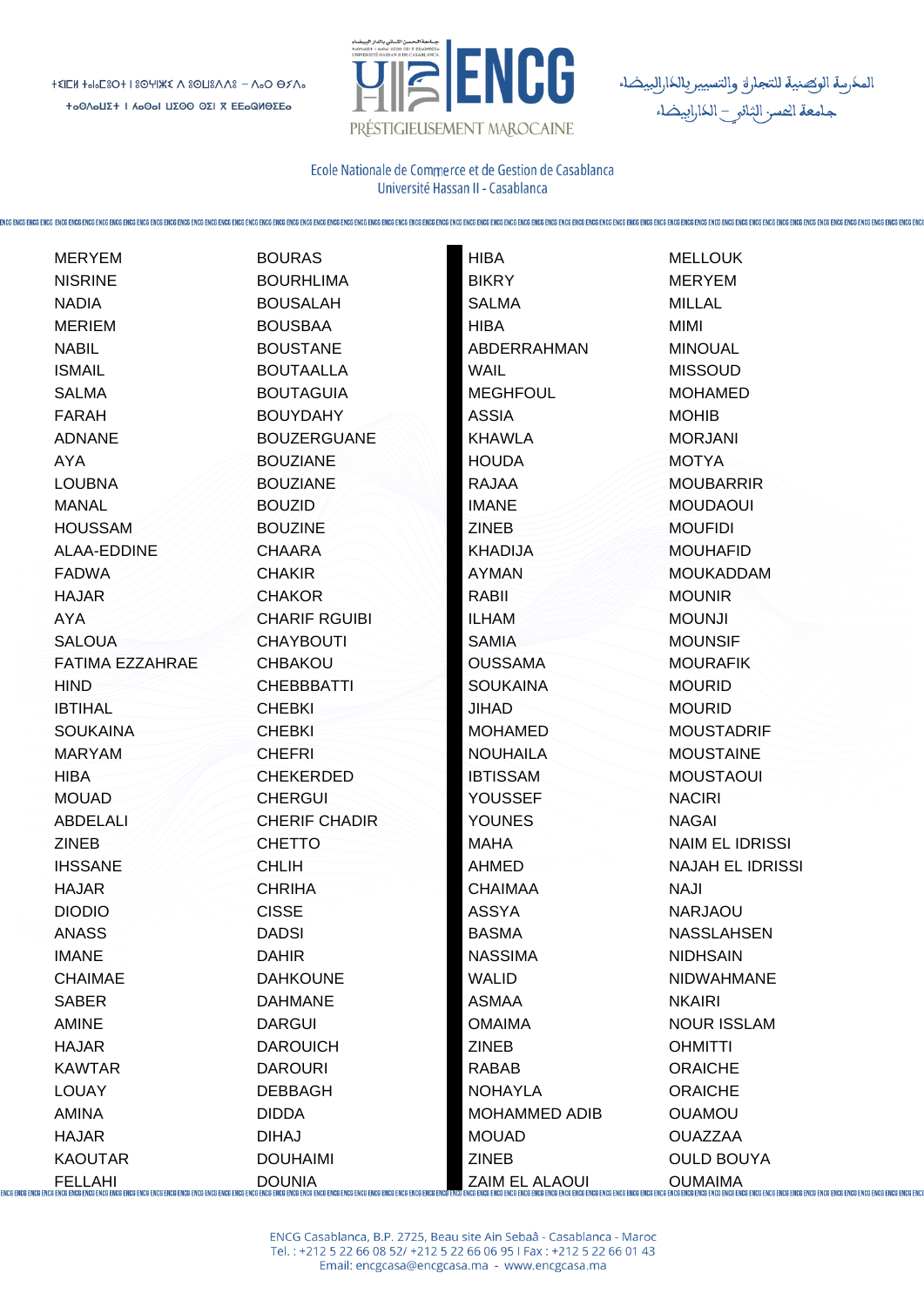| | | | |
|---|---|---|---|
| MERYEM | BOURAS | HIBA | MELLOUK |
| NISRINE | BOURHLIMA | BIKRY | MERYEM |
| NADIA | BOUSALAH | SALMA | MILLAL |
| MERIEM | BOUSBAA | HIBA | MIMI |
| NABIL | BOUSTANE | ABDERRAHMAN | MINOUAL |
| ISMAIL | BOUTAALLA | WAIL | MISSOUD |
| SALMA | BOUTAGUIA | MEGHFOUL | MOHAMED |
| FARAH | BOUYDAHY | ASSIA | MOHIB |
| ADNANE | BOUZERGUANE | KHAWLA | MORJANI |
| AYA | BOUZIANE | HOUDA | MOTYA |
| LOUBNA | BOUZIANE | RAJAA | MOUBARRIR |
| MANAL | BOUZID | IMANE | MOUDAOUI |
| HOUSSAM | BOUZINE | ZINEB | MOUFIDI |
| ALAA-EDDINE | CHAARA | KHADIJA | MOUHAFID |
| FADWA | CHAKIR | AYMAN | MOUKADDAM |
| HAJAR | CHAKOR | RABII | MOUNIR |
| AYA | CHARIF RGUIBI | ILHAM | MOUNJI |
| SALOUA | CHAYBOUTI | SAMIA | MOUNSIF |
| FATIMA EZZAHRAE | CHBAKOU | OUSSAMA | MOURAFIK |
| HIND | CHEBBBATTI | SOUKAINA | MOURID |
| IBTIHAL | CHEBKI | JIHAD | MOURID |
| SOUKAINA | CHEBKI | MOHAMED | MOUSTADRIF |
| MARYAM | CHEFRI | NOUHAILA | MOUSTAINE |
| HIBA | CHEKERDED | IBTISSAM | MOUSTAOUI |
| MOUAD | CHERGUI | YOUSSEF | NACIRI |
| ABDELALI | CHERIF CHADIR | YOUNES | NAGAI |
| ZINEB | CHETTO | MAHA | NAIM EL IDRISSI |
| IHSSANE | CHLIH | AHMED | NAJAH EL IDRISSI |
| HAJAR | CHRIHA | CHAIMAA | NAJI |
| DIODIO | CISSE | ASSYA | NARJAOU |
| ANASS | DADSI | BASMA | NASSLAHSEN |
| IMANE | DAHIR | NASSIMA | NIDHSAIN |
| CHAIMAE | DAHKOUNE | WALID | NIDWAHMANE |
| SABER | DAHMANE | ASMAA | NKAIRI |
| AMINE | DARGUI | OMAIMA | NOUR ISSLAM |
| HAJAR | DAROUICH | ZINEB | OHMITTI |
| KAWTAR | DAROURI | RABAB | ORAICHE |
| LOUAY | DEBBAGH | NOHAYLA | ORAICHE |
| AMINA | DIDDA | MOHAMMED ADIB | OUAMOU |
| HAJAR | DIHAJ | MOUAD | OUAZZAA |
| KAOUTAR | DOUHAIMI | ZINEB | OULD BOUYA |
| FELLAHI | DOUNIA | ZAIM EL ALAOUI | OUMAIMA |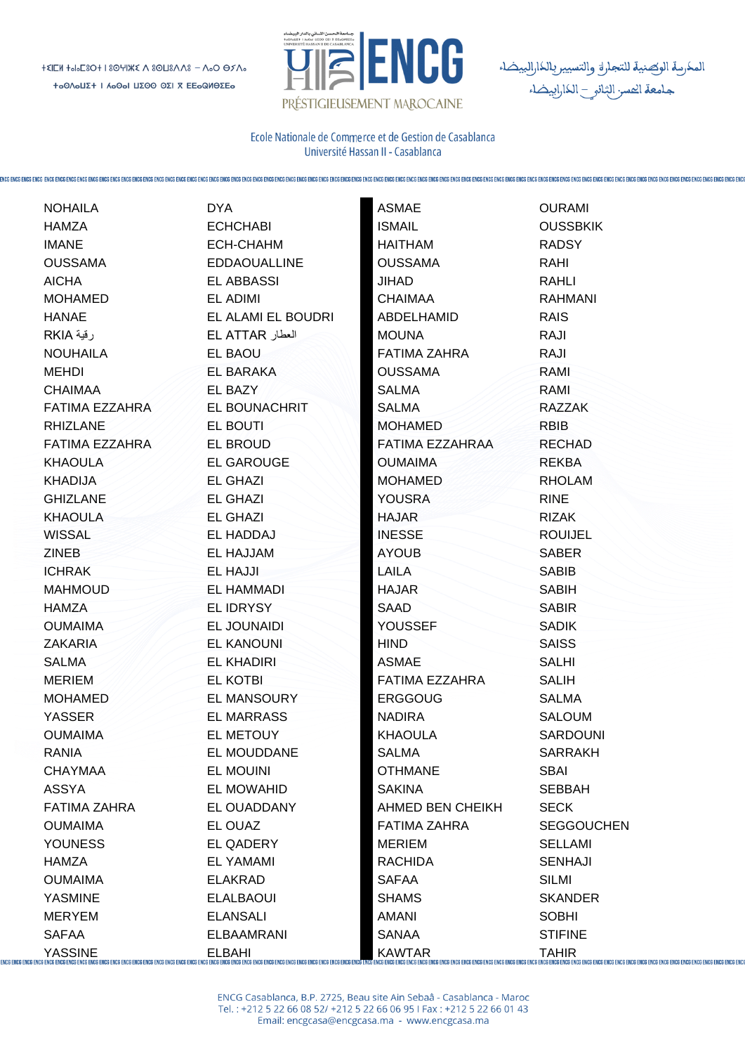| | |
|---|---|
| NOHAILA | DYA |
| HAMZA | ECHCHABI |
| IMANE | ECH-CHAHM |
| OUSSAMA | EDDAOUALLINE |
| AICHA | EL ABBASSI |
| MOHAMED | EL ADIMI |
| HANAE | EL ALAMI EL BOUDRI |
| RKIA رقية | EL ATTAR العطار |
| NOUHAILA | EL BAOU |
| MEHDI | EL BARAKA |
| CHAIMAA | EL BAZY |
| FATIMA EZZAHRA | EL BOUNACHRIT |
| RHIZLANE | EL BOUTI |
| FATIMA EZZAHRA | EL BROUD |
| KHAOULA | EL GAROUGE |
| KHADIJA | EL GHAZI |
| GHIZLANE | EL GHAZI |
| KHAOULA | EL GHAZI |
| WISSAL | EL HADDAJ |
| ZINEB | EL HAJJAM |
| ICHRAK | EL HAJJI |
| MAHMOUD | EL HAMMADI |
| HAMZA | EL IDRYSY |
| OUMAIMA | EL JOUNAIDI |
| ZAKARIA | EL KANOUNI |
| SALMA | EL KHADIRI |
| MERIEM | EL KOTBI |
| MOHAMED | EL MANSOURY |
| YASSER | EL MARRASS |
| OUMAIMA | EL METOUY |
| RANIA | EL MOUDDANE |
| CHAYMAA | EL MOUINI |
| ASSYA | EL MOWAHID |
| FATIMA ZAHRA | EL OUADDANY |
| OUMAIMA | EL OUAZ |
| YOUNESS | EL QADERY |
| HAMZA | EL YAMAMI |
| OUMAIMA | ELAKRAD |
| YASMINE | ELALBAOUI |
| MERYEM | ELANSALI |
| SAFAA | ELBAAMRANI |
| YASSINE | ELBAHI |
| ASMAE | OURAMI |
| ISMAIL | OUSSBKIK |
| HAITHAM | RADSY |
| OUSSAMA | RAHI |
| JIHAD | RAHLI |
| CHAIMAA | RAHMANI |
| ABDELHAMID | RAIS |
| MOUNA | RAJI |
| FATIMA ZAHRA | RAJI |
| OUSSAMA | RAMI |
| SALMA | RAMI |
| SALMA | RAZZAK |
| MOHAMED | RBIB |
| FATIMA EZZAHRAA | RECHAD |
| OUMAIMA | REKBA |
| MOHAMED | RHOLAM |
| YOUSRA | RINE |
| HAJAR | RIZAK |
| INESSE | ROUIJEL |
| AYOUB | SABER |
| LAILA | SABIB |
| HAJAR | SABIH |
| SAAD | SABIR |
| YOUSSEF | SADIK |
| HIND | SAISS |
| ASMAE | SALHI |
| FATIMA EZZAHRA | SALIH |
| ERGGOUG | SALMA |
| NADIRA | SALOUM |
| KHAOULA | SARDOUNI |
| SALMA | SARRAKH |
| OTHMANE | SBAI |
| SAKINA | SEBBAH |
| AHMED BEN CHEIKH | SECK |
| FATIMA ZAHRA | SEGGOUCHEN |
| MERIEM | SELLAMI |
| RACHIDA | SENHAJI |
| SAFAA | SILMI |
| SHAMS | SKANDER |
| AMANI | SOBHI |
| SANAA | STIFINE |
| KAWTAR | TAHIR |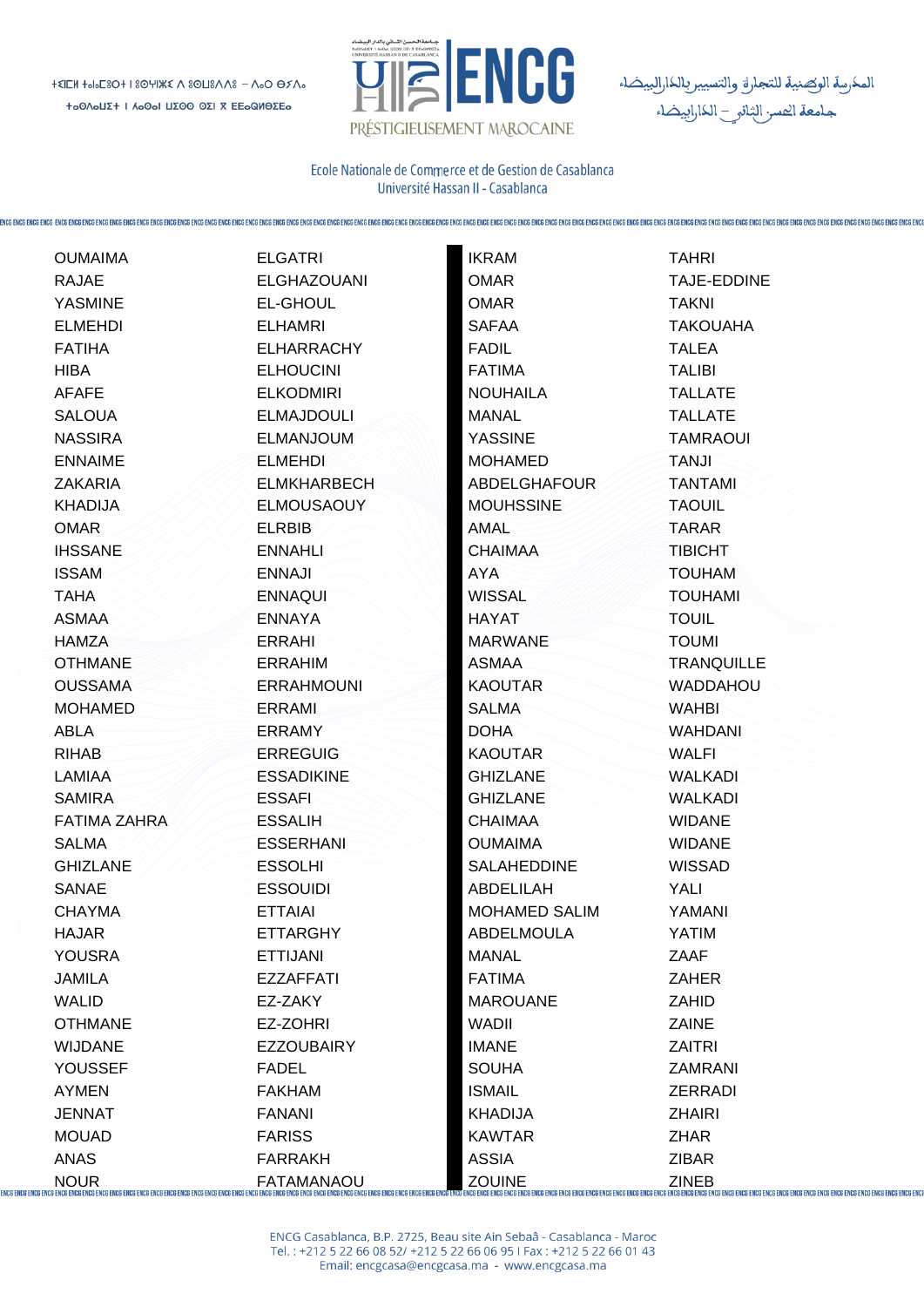| | | | |
|---|---|---|---|
| OUMAIMA | ELGATRI | IKRAM | TAHRI |
| RAJAE | ELGHAZOUANI | OMAR | TAJE-EDDINE |
| YASMINE | EL-GHOUL | OMAR | TAKNI |
| ELMEHDI | ELHAMRI | SAFAA | TAKOUAHA |
| FATIHA | ELHARRACHY | FADIL | TALEA |
| HIBA | ELHOUCINI | FATIMA | TALIBI |
| AFAFE | ELKODMIRI | NOUHAILA | TALLATE |
| SALOUA | ELMAJDOULI | MANAL | TALLATE |
| NASSIRA | ELMANJOUM | YASSINE | TAMRAOUI |
| ENNAIME | ELMEHDI | MOHAMED | TANJI |
| ZAKARIA | ELMKHARBECH | ABDELGHAFOUR | TANTAMI |
| KHADIJA | ELMOUSAOUY | MOUHSSINE | TAOUIL |
| OMAR | ELRBIB | AMAL | TARAR |
| IHSSANE | ENNAHLI | CHAIMAA | TIBICHT |
| ISSAM | ENNAJI | AYA | TOUHAM |
| TAHA | ENNAQUI | WISSAL | TOUHAMI |
| ASMAA | ENNAYA | HAYAT | TOUIL |
| HAMZA | ERRAHI | MARWANE | TOUMI |
| OTHMANE | ERRAHIM | ASMAA | TRANQUILLE |
| OUSSAMA | ERRAHMOUNI | KAOUTAR | WADDAHOU |
| MOHAMED | ERRAMI | SALMA | WAHBI |
| ABLA | ERRAMY | DOHA | WAHDANI |
| RIHAB | ERREGUIG | KAOUTAR | WALFI |
| LAMIAA | ESSADIKINE | GHIZLANE | WALKADI |
| SAMIRA | ESSAFI | GHIZLANE | WALKADI |
| FATIMA ZAHRA | ESSALIH | CHAIMAA | WIDANE |
| SALMA | ESSERHANI | OUMAIMA | WIDANE |
| GHIZLANE | ESSOLHI | SALAHEDDINE | WISSAD |
| SANAE | ESSOUIDI | ABDELILAH | YALI |
| CHAYMA | ETTAIAI | MOHAMED SALIM | YAMANI |
| HAJAR | ETTARGHY | ABDELMOULA | YATIM |
| YOUSRA | ETTIJANI | MANAL | ZAAF |
| JAMILA | EZZAFFATI | FATIMA | ZAHER |
| WALID | EZ-ZAKY | MAROUANE | ZAHID |
| OTHMANE | EZ-ZOHRI | WADII | ZAINE |
| WIJDANE | EZZOUBAIRY | IMANE | ZAITRI |
| YOUSSEF | FADEL | SOUHA | ZAMRANI |
| AYMEN | FAKHAM | ISMAIL | ZERRADI |
| JENNAT | FANANI | KHADIJA | ZHAIRI |
| MOUAD | FARISS | KAWTAR | ZHAR |
| ANAS | FARRAKH | ASSIA | ZIBAR |
| NOUR | FATAMANAOU | ZOUINE | ZINEB |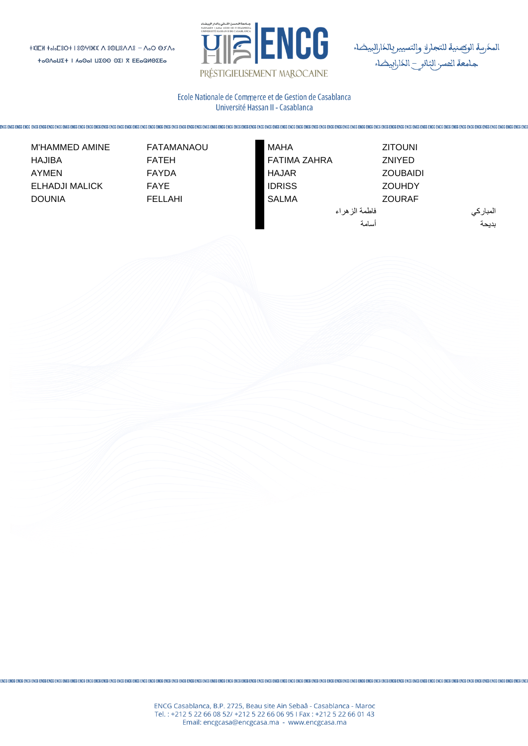| | |
|---|---|
| M'HAMMED AMINE | FATAMANAOU |
| HAJIBA | FATEH |
| AYMEN | FAYDA |
| ELHADJI MALICK | FAYE |
| DOUNIA | FELLAHI |

| | |
|---|---|
| MAHA | ZITOUNI |
| FATIMA ZAHRA | ZNIYED |
| HAJAR | ZOUBAIDI |
| IDRISS | ZOUHDY |
| SALMA | ZOURAF |
| فاطمة الزهراء | المباركي |
| أسامة | بديحة |